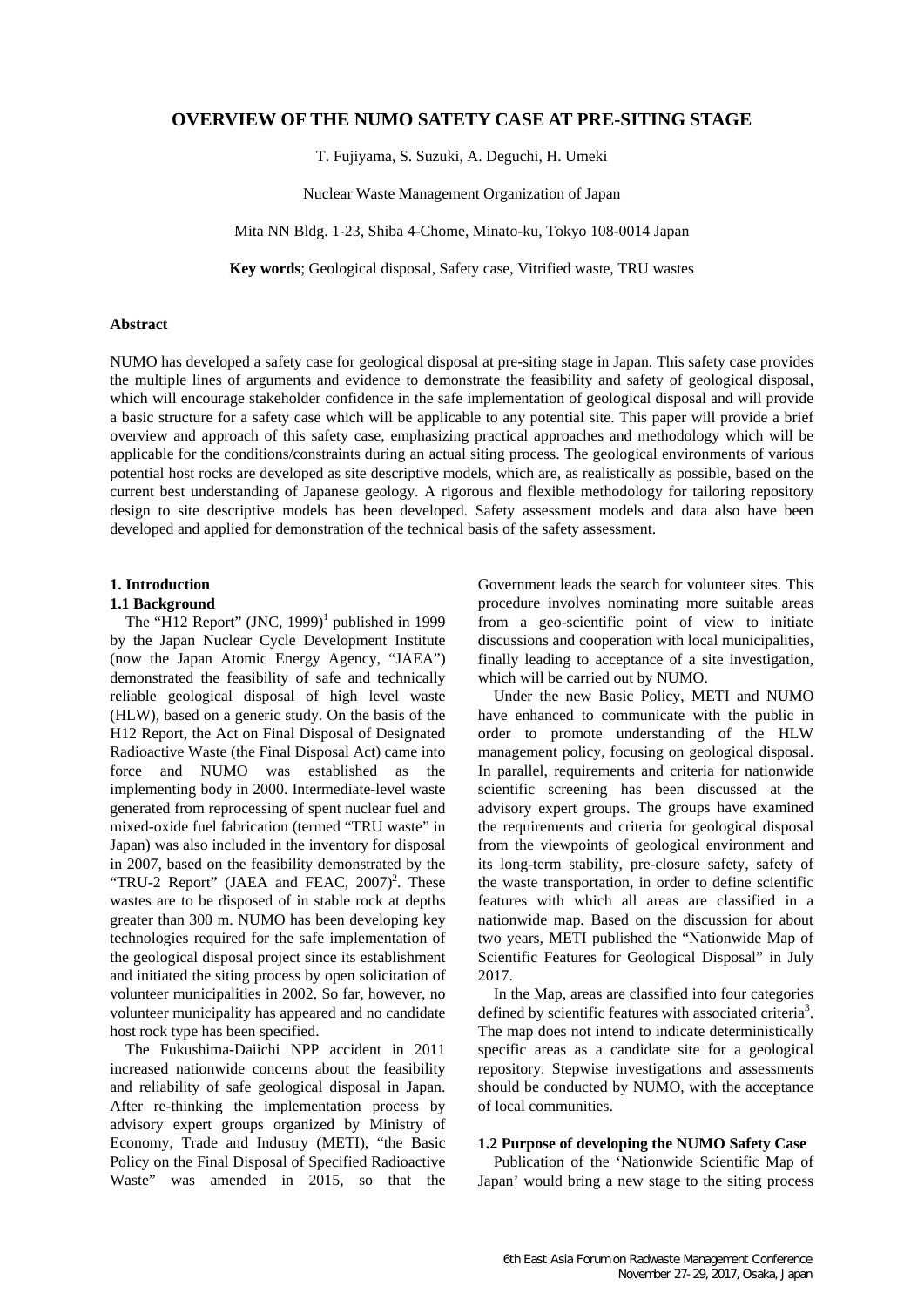# OVERVIEW OF THE NUMO SATETY CASE AT PRE-SITING STAGE

T. Fujiyama, S. Suzuki, A. Deguchi, H. Umeki

Nuclear Waste Management Organization of Japan

Mita NN Bldg. 1-23, Shiba 4-Chome, Minato-ku, Tokyo 108-0014 Japan

**Key words**; Geological disposal, Safety case, Vitrified waste, TRU wastes

## Abstract

NUMO has developed a safety case for geological disposal at pre-siting stage in Japan. This safety case provides the multiple lines of arguments and evidence to demonstrate the feasibility and safety of geological disposal, which will encourage stakeholder confidence in the safe implementation of geological disposal and will provide a basic structure for a safety case which will be applicable to any potential site. This paper will provide a brief overview and approach of this safety case, emphasizing practical approaches and methodology which will be applicable for the conditions/constraints during an actual siting process. The geological environments of various potential host rocks are developed as site descriptive models, which are, as realistically as possible, based on the current best understanding of Japanese geology. A rigorous and flexible methodology for tailoring repository design to site descriptive models has been developed. Safety assessment models and data also have been developed and applied for demonstration of the technical basis of the safety assessment.

## 1. Introduction

### 1.1 Background

The "H12 Report" (JNC, 1999)[1] published in 1999 by the Japan Nuclear Cycle Development Institute (now the Japan Atomic Energy Agency, "JAEA") demonstrated the feasibility of safe and technically reliable geological disposal of high level waste (HLW), based on a generic study. On the basis of the H12 Report, the Act on Final Disposal of Designated Radioactive Waste (the Final Disposal Act) came into force and NUMO was established as the implementing body in 2000. Intermediate-level waste generated from reprocessing of spent nuclear fuel and mixed-oxide fuel fabrication (termed "TRU waste" in Japan) was also included in the inventory for disposal in 2007, based on the feasibility demonstrated by the "TRU-2 Report" (JAEA and FEAC, 2007)[2]. These wastes are to be disposed of in stable rock at depths greater than 300 m. NUMO has been developing key technologies required for the safe implementation of the geological disposal project since its establishment and initiated the siting process by open solicitation of volunteer municipalities in 2002. So far, however, no volunteer municipality has appeared and no candidate host rock type has been specified.

The Fukushima-Daiichi NPP accident in 2011 increased nationwide concerns about the feasibility and reliability of safe geological disposal in Japan. After re-thinking the implementation process by advisory expert groups organized by Ministry of Economy, Trade and Industry (METI), "the Basic Policy on the Final Disposal of Specified Radioactive Waste" was amended in 2015, so that the Government leads the search for volunteer sites. This procedure involves nominating more suitable areas from a geo-scientific point of view to initiate discussions and cooperation with local municipalities, finally leading to acceptance of a site investigation, which will be carried out by NUMO.

Under the new Basic Policy, METI and NUMO have enhanced to communicate with the public in order to promote understanding of the HLW management policy, focusing on geological disposal. In parallel, requirements and criteria for nationwide scientific screening has been discussed at the advisory expert groups. The groups have examined the requirements and criteria for geological disposal from the viewpoints of geological environment and its long-term stability, pre-closure safety, safety of the waste transportation, in order to define scientific features with which all areas are classified in a nationwide map. Based on the discussion for about two years, METI published the "Nationwide Map of Scientific Features for Geological Disposal" in July 2017.

In the Map, areas are classified into four categories defined by scientific features with associated criteria[3]. The map does not intend to indicate deterministically specific areas as a candidate site for a geological repository. Stepwise investigations and assessments should be conducted by NUMO, with the acceptance of local communities.

### 1.2 Purpose of developing the NUMO Safety Case

Publication of the 'Nationwide Scientific Map of Japan' would bring a new stage to the siting process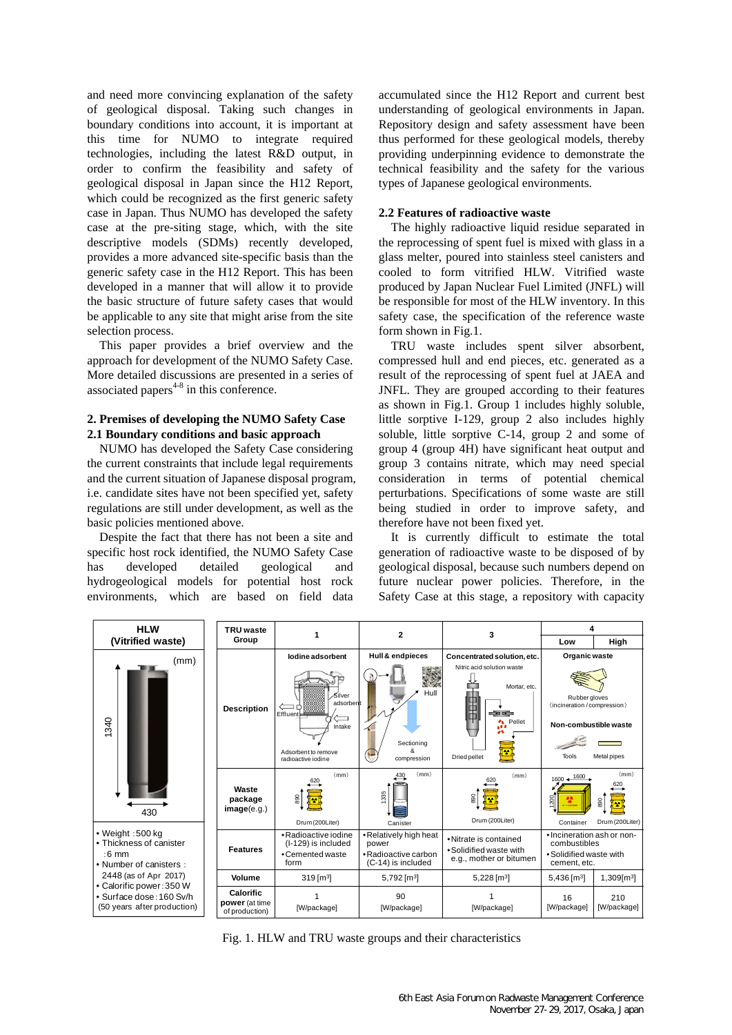and need more convincing explanation of the safety of geological disposal. Taking such changes in boundary conditions into account, it is important at this time for NUMO to integrate required technologies, including the latest R&D output, in order to confirm the feasibility and safety of geological disposal in Japan since the H12 Report, which could be recognized as the first generic safety case in Japan. Thus NUMO has developed the safety case at the pre-siting stage, which, with the site descriptive models (SDMs) recently developed, provides a more advanced site-specific basis than the generic safety case in the H12 Report. This has been developed in a manner that will allow it to provide the basic structure of future safety cases that would be applicable to any site that might arise from the site selection process.

This paper provides a brief overview and the approach for development of the NUMO Safety Case. More detailed discussions are presented in a series of associated papers[4-8] in this conference.

## 2. Premises of developing the NUMO Safety Case

### 2.1 Boundary conditions and basic approach

NUMO has developed the Safety Case considering the current constraints that include legal requirements and the current situation of Japanese disposal program, i.e. candidate sites have not been specified yet, safety regulations are still under development, as well as the basic policies mentioned above.

Despite the fact that there has not been a site and specific host rock identified, the NUMO Safety Case has developed detailed geological and hydrogeological models for potential host rock environments, which are based on field data accumulated since the H12 Report and current best understanding of geological environments in Japan. Repository design and safety assessment have been thus performed for these geological models, thereby providing underpinning evidence to demonstrate the technical feasibility and the safety for the various types of Japanese geological environments.

### 2.2 Features of radioactive waste

The highly radioactive liquid residue separated in the reprocessing of spent fuel is mixed with glass in a glass melter, poured into stainless steel canisters and cooled to form vitrified HLW. Vitrified waste produced by Japan Nuclear Fuel Limited (JNFL) will be responsible for most of the HLW inventory. In this safety case, the specification of the reference waste form shown in Fig.1.

TRU waste includes spent silver absorbent, compressed hull and end pieces, etc. generated as a result of the reprocessing of spent fuel at JAEA and JNFL. They are grouped according to their features as shown in Fig.1. Group 1 includes highly soluble, little sorptive I-129, group 2 also includes highly soluble, little sorptive C-14, group 2 and some of group 4 (group 4H) have significant heat output and group 3 contains nitrate, which may need special consideration in terms of potential chemical perturbations. Specifications of some waste are still being studied in order to improve safety, and therefore have not been fixed yet.

It is currently difficult to estimate the total generation of radioactive waste to be disposed of by geological disposal, because such numbers depend on future nuclear power policies. Therefore, in the Safety Case at this stage, a repository with capacity

| **HLW (Vitrified waste)** |
|---|
| Height 1340 (mm), diameter 430 |
| • Weight : 500 kg<br>• Thickness of canister : 6 mm<br>• Number of canisters : 2448 (as of Apr 2017)<br>• Calorific power : 350 W<br>• Surface dose : 160 Sv/h (50 years after production) |

| **TRU waste Group** | **1** | **2** | **3** | **4 Low** | **4 High** |
|---|---|---|---|---|---|
| **Description** | Iodine adsorbent (Silver adsorbent; Effluent; Intake; Adsorbent to remove radioactive iodine) | Hull & endpieces (Hull; Sectioning & compression) | Concentrated solution, etc. (Nitric acid solution waste; Mortar, etc.; Pellet; Dried pellet) | Organic waste (Rubber gloves (incineration / compression)); Non-combustible waste (Tools; Metal pipes) | |
| **Waste package image** (e.g.) | Drum (200Liter), 620 × 890 (mm) | Canister, 430 × 1335 (mm) | Drum (200Liter), 620 × 890 (mm) | Container, 1600 × 1600 × 1200 (mm) | Drum (200Liter), 620 × 890 (mm) |
| **Features** | • Radioactive iodine (I-129) is included<br>• Cemented waste form | • Relatively high heat power<br>• Radioactive carbon (C-14) is included | • Nitrate is contained<br>• Solidified waste with e.g., mother or bitumen | • Incineration ash or non-combustibles<br>• Solidified waste with cement, etc. | |
| **Volume** | 319 [m³] | 5,792 [m³] | 5,228 [m³] | 5,436 [m³] | 1,309[m³] |
| **Calorific power** (at time of production) | 1 [W/package] | 90 [W/package] | 1 [W/package] | 16 [W/package] | 210 [W/package] |

Fig. 1. HLW and TRU waste groups and their characteristics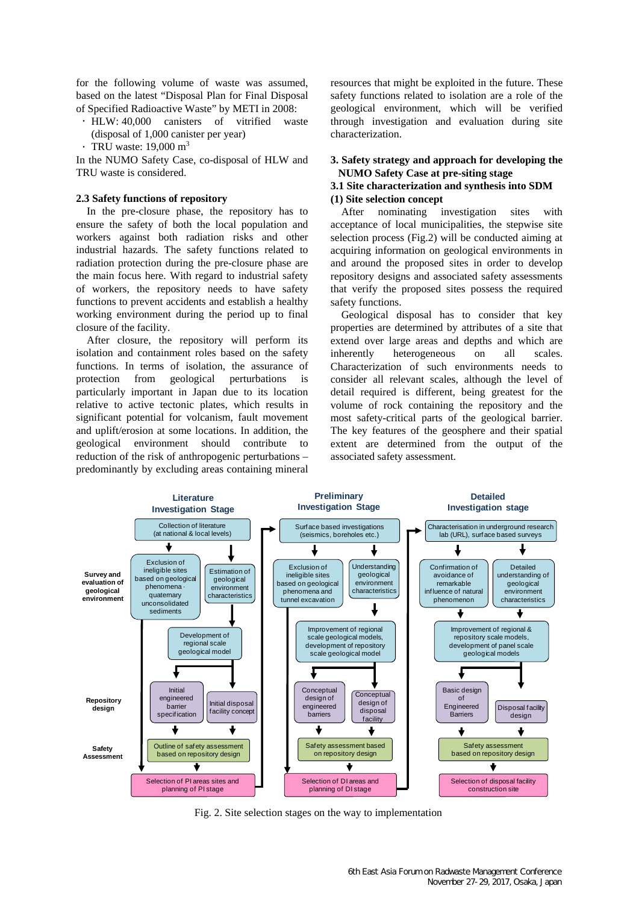for the following volume of waste was assumed, based on the latest "Disposal Plan for Final Disposal of Specified Radioactive Waste" by METI in 2008:

- HLW: 40,000 canisters of vitrified waste (disposal of 1,000 canister per year)
- TRU waste: 19,000 $m^3$

In the NUMO Safety Case, co-disposal of HLW and TRU waste is considered.

### 2.3 Safety functions of repository

In the pre-closure phase, the repository has to ensure the safety of both the local population and workers against both radiation risks and other industrial hazards. The safety functions related to radiation protection during the pre-closure phase are the main focus here. With regard to industrial safety of workers, the repository needs to have safety functions to prevent accidents and establish a healthy working environment during the period up to final closure of the facility.

After closure, the repository will perform its isolation and containment roles based on the safety functions. In terms of isolation, the assurance of protection from geological perturbations is particularly important in Japan due to its location relative to active tectonic plates, which results in significant potential for volcanism, fault movement and uplift/erosion at some locations. In addition, the geological environment should contribute to reduction of the risk of anthropogenic perturbations – predominantly by excluding areas containing mineral resources that might be exploited in the future. These safety functions related to isolation are a role of the geological environment, which will be verified through investigation and evaluation during site characterization.

## 3. Safety strategy and approach for developing the NUMO Safety Case at pre-siting stage

### 3.1 Site characterization and synthesis into SDM

#### (1) Site selection concept

After nominating investigation sites with acceptance of local municipalities, the stepwise site selection process (Fig.2) will be conducted aiming at acquiring information on geological environments in and around the proposed sites in order to develop repository designs and associated safety assessments that verify the proposed sites possess the required safety functions.

Geological disposal has to consider that key properties are determined by attributes of a site that extend over large areas and depths and which are inherently heterogeneous on all scales. Characterization of such environments needs to consider all relevant scales, although the level of detail required is different, being greatest for the volume of rock containing the repository and the most safety-critical parts of the geological barrier. The key features of the geosphere and their spatial extent are determined from the output of the associated safety assessment.

Fig. 2. Site selection stages on the way to implementation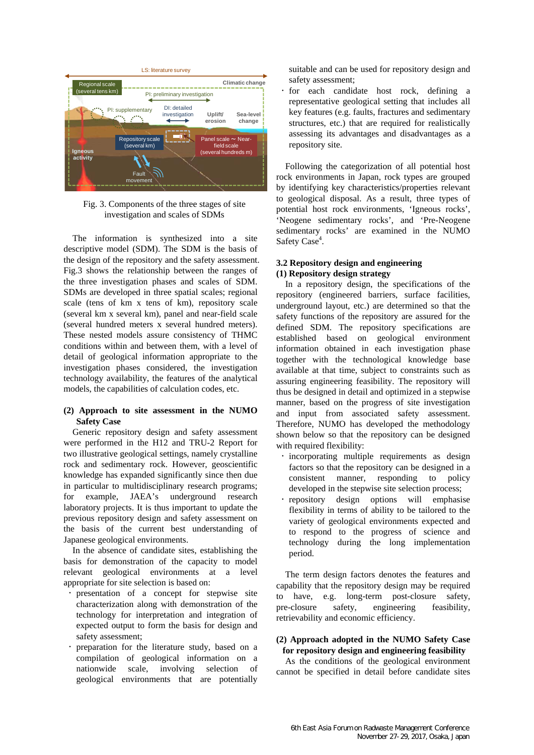Fig. 3. Components of the three stages of site investigation and scales of SDMs

The information is synthesized into a site descriptive model (SDM). The SDM is the basis of the design of the repository and the safety assessment. Fig.3 shows the relationship between the ranges of the three investigation phases and scales of SDM. SDMs are developed in three spatial scales; regional scale (tens of km x tens of km), repository scale (several km x several km), panel and near-field scale (several hundred meters x several hundred meters). These nested models assure consistency of THMC conditions within and between them, with a level of detail of geological information appropriate to the investigation phases considered, the investigation technology availability, the features of the analytical models, the capabilities of calculation codes, etc.

**(2) Approach to site assessment in the NUMO Safety Case**

Generic repository design and safety assessment were performed in the H12 and TRU-2 Report for two illustrative geological settings, namely crystalline rock and sedimentary rock. However, geoscientific knowledge has expanded significantly since then due in particular to multidisciplinary research programs; for example, JAEA's underground research laboratory projects. It is thus important to update the previous repository design and safety assessment on the basis of the current best understanding of Japanese geological environments.

In the absence of candidate sites, establishing the basis for demonstration of the capacity to model relevant geological environments at a level appropriate for site selection is based on:

- presentation of a concept for stepwise site characterization along with demonstration of the technology for interpretation and integration of expected output to form the basis for design and safety assessment;
- preparation for the literature study, based on a compilation of geological information on a nationwide scale, involving selection of geological environments that are potentially suitable and can be used for repository design and safety assessment;
- for each candidate host rock, defining a representative geological setting that includes all key features (e.g. faults, fractures and sedimentary structures, etc.) that are required for realistically assessing its advantages and disadvantages as a repository site.

Following the categorization of all potential host rock environments in Japan, rock types are grouped by identifying key characteristics/properties relevant to geological disposal. As a result, three types of potential host rock environments, 'Igneous rocks', 'Neogene sedimentary rocks', and 'Pre-Neogene sedimentary rocks' are examined in the NUMO Safety Case[4].

### 3.2 Repository design and engineering

**(1) Repository design strategy**

In a repository design, the specifications of the repository (engineered barriers, surface facilities, underground layout, etc.) are determined so that the safety functions of the repository are assured for the defined SDM. The repository specifications are established based on geological environment information obtained in each investigation phase together with the technological knowledge base available at that time, subject to constraints such as assuring engineering feasibility. The repository will thus be designed in detail and optimized in a stepwise manner, based on the progress of site investigation and input from associated safety assessment. Therefore, NUMO has developed the methodology shown below so that the repository can be designed with required flexibility:

- incorporating multiple requirements as design factors so that the repository can be designed in a consistent manner, responding to policy developed in the stepwise site selection process;
- repository design options will emphasise flexibility in terms of ability to be tailored to the variety of geological environments expected and to respond to the progress of science and technology during the long implementation period.

The term design factors denotes the features and capability that the repository design may be required to have, e.g. long-term post-closure safety, pre-closure safety, engineering feasibility, retrievability and economic efficiency.

**(2) Approach adopted in the NUMO Safety Case for repository design and engineering feasibility**

As the conditions of the geological environment cannot be specified in detail before candidate sites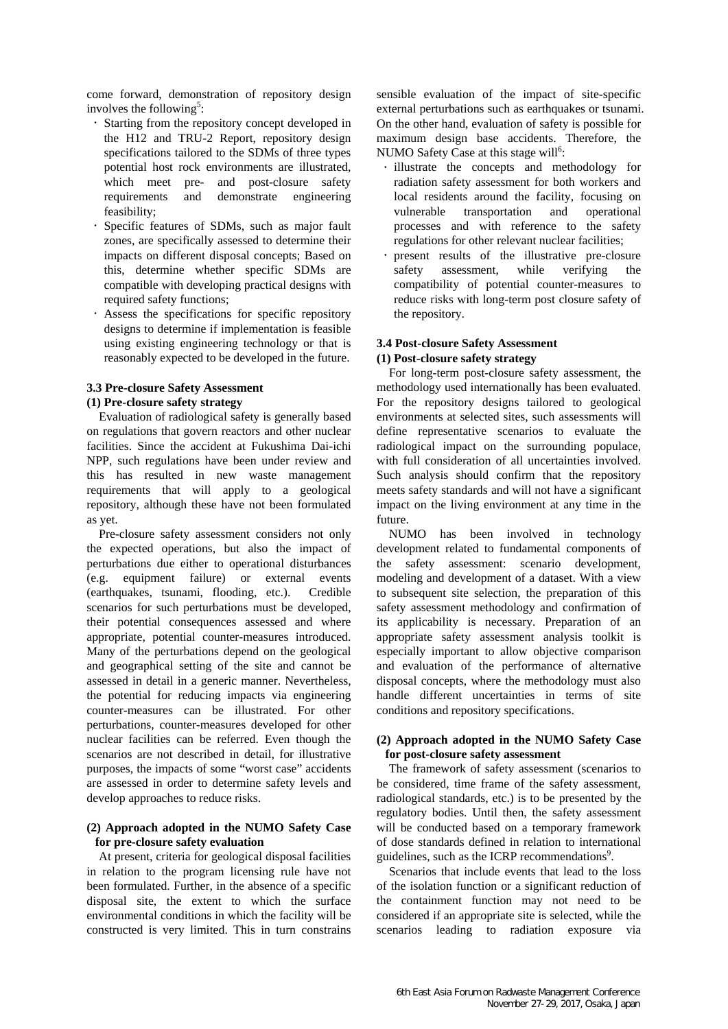come forward, demonstration of repository design involves the following[5]:

- Starting from the repository concept developed in the H12 and TRU-2 Report, repository design specifications tailored to the SDMs of three types potential host rock environments are illustrated, which meet pre- and post-closure safety requirements and demonstrate engineering feasibility;
- Specific features of SDMs, such as major fault zones, are specifically assessed to determine their impacts on different disposal concepts; Based on this, determine whether specific SDMs are compatible with developing practical designs with required safety functions;
- Assess the specifications for specific repository designs to determine if implementation is feasible using existing engineering technology or that is reasonably expected to be developed in the future.

### 3.3 Pre-closure Safety Assessment

#### (1) Pre-closure safety strategy

Evaluation of radiological safety is generally based on regulations that govern reactors and other nuclear facilities. Since the accident at Fukushima Dai-ichi NPP, such regulations have been under review and this has resulted in new waste management requirements that will apply to a geological repository, although these have not been formulated as yet.

Pre-closure safety assessment considers not only the expected operations, but also the impact of perturbations due either to operational disturbances (e.g. equipment failure) or external events (earthquakes, tsunami, flooding, etc.). Credible scenarios for such perturbations must be developed, their potential consequences assessed and where appropriate, potential counter-measures introduced. Many of the perturbations depend on the geological and geographical setting of the site and cannot be assessed in detail in a generic manner. Nevertheless, the potential for reducing impacts via engineering counter-measures can be illustrated. For other perturbations, counter-measures developed for other nuclear facilities can be referred. Even though the scenarios are not described in detail, for illustrative purposes, the impacts of some "worst case" accidents are assessed in order to determine safety levels and develop approaches to reduce risks.

#### (2) Approach adopted in the NUMO Safety Case for pre-closure safety evaluation

At present, criteria for geological disposal facilities in relation to the program licensing rule have not been formulated. Further, in the absence of a specific disposal site, the extent to which the surface environmental conditions in which the facility will be constructed is very limited. This in turn constrains sensible evaluation of the impact of site-specific external perturbations such as earthquakes or tsunami. On the other hand, evaluation of safety is possible for maximum design base accidents. Therefore, the NUMO Safety Case at this stage will[6]:

- illustrate the concepts and methodology for radiation safety assessment for both workers and local residents around the facility, focusing on vulnerable transportation and operational processes and with reference to the safety regulations for other relevant nuclear facilities;
- present results of the illustrative pre-closure safety assessment, while verifying the compatibility of potential counter-measures to reduce risks with long-term post closure safety of the repository.

### 3.4 Post-closure Safety Assessment

#### (1) Post-closure safety strategy

For long-term post-closure safety assessment, the methodology used internationally has been evaluated. For the repository designs tailored to geological environments at selected sites, such assessments will define representative scenarios to evaluate the radiological impact on the surrounding populace, with full consideration of all uncertainties involved. Such analysis should confirm that the repository meets safety standards and will not have a significant impact on the living environment at any time in the future.

NUMO has been involved in technology development related to fundamental components of the safety assessment: scenario development, modeling and development of a dataset. With a view to subsequent site selection, the preparation of this safety assessment methodology and confirmation of its applicability is necessary. Preparation of an appropriate safety assessment analysis toolkit is especially important to allow objective comparison and evaluation of the performance of alternative disposal concepts, where the methodology must also handle different uncertainties in terms of site conditions and repository specifications.

#### (2) Approach adopted in the NUMO Safety Case for post-closure safety assessment

The framework of safety assessment (scenarios to be considered, time frame of the safety assessment, radiological standards, etc.) is to be presented by the regulatory bodies. Until then, the safety assessment will be conducted based on a temporary framework of dose standards defined in relation to international guidelines, such as the ICRP recommendations[9].

Scenarios that include events that lead to the loss of the isolation function or a significant reduction of the containment function may not need to be considered if an appropriate site is selected, while the scenarios leading to radiation exposure via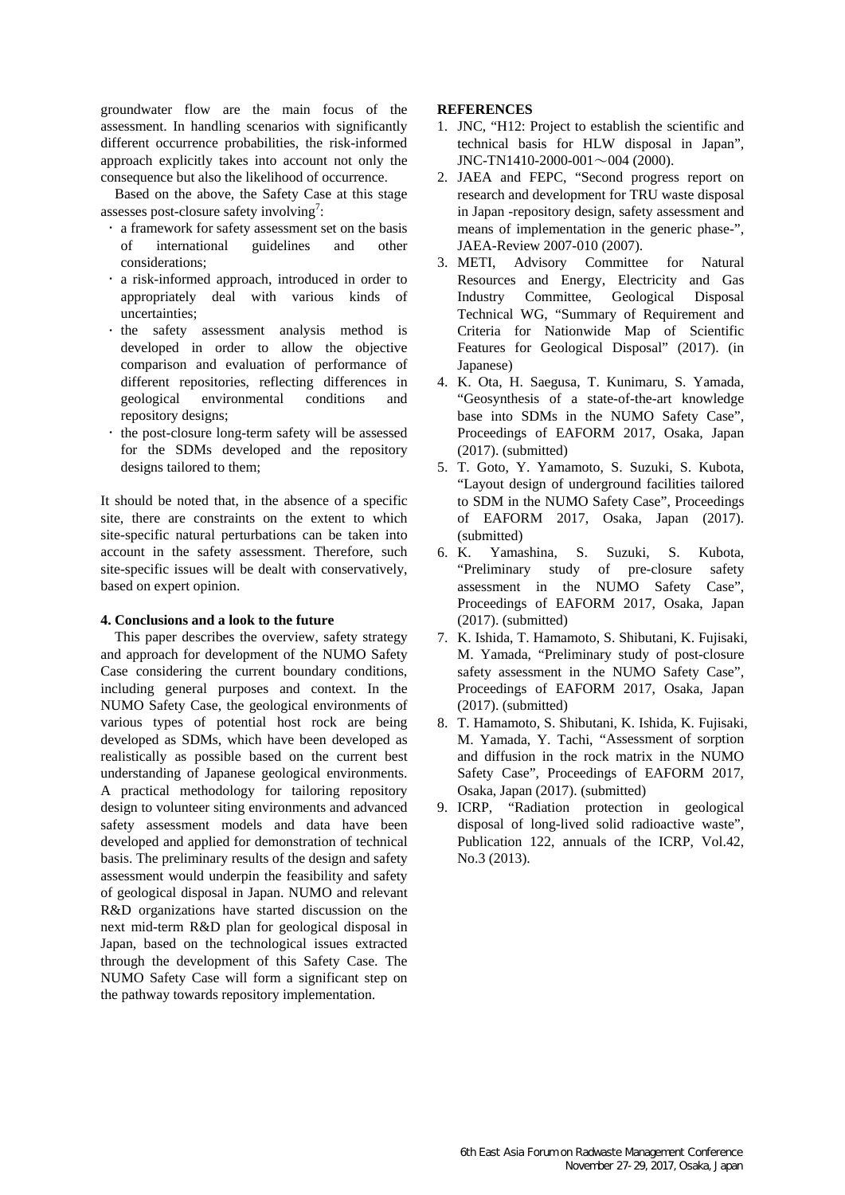groundwater flow are the main focus of the assessment. In handling scenarios with significantly different occurrence probabilities, the risk-informed approach explicitly takes into account not only the consequence but also the likelihood of occurrence.

Based on the above, the Safety Case at this stage assesses post-closure safety involving[7]:

- a framework for safety assessment set on the basis of international guidelines and other considerations;
- a risk-informed approach, introduced in order to appropriately deal with various kinds of uncertainties;
- the safety assessment analysis method is developed in order to allow the objective comparison and evaluation of performance of different repositories, reflecting differences in geological environmental conditions and repository designs;
- the post-closure long-term safety will be assessed for the SDMs developed and the repository designs tailored to them;

It should be noted that, in the absence of a specific site, there are constraints on the extent to which site-specific natural perturbations can be taken into account in the safety assessment. Therefore, such site-specific issues will be dealt with conservatively, based on expert opinion.

## 4. Conclusions and a look to the future

This paper describes the overview, safety strategy and approach for development of the NUMO Safety Case considering the current boundary conditions, including general purposes and context. In the NUMO Safety Case, the geological environments of various types of potential host rock are being developed as SDMs, which have been developed as realistically as possible based on the current best understanding of Japanese geological environments. A practical methodology for tailoring repository design to volunteer siting environments and advanced safety assessment models and data have been developed and applied for demonstration of technical basis. The preliminary results of the design and safety assessment would underpin the feasibility and safety of geological disposal in Japan. NUMO and relevant R&D organizations have started discussion on the next mid-term R&D plan for geological disposal in Japan, based on the technological issues extracted through the development of this Safety Case. The NUMO Safety Case will form a significant step on the pathway towards repository implementation.

## REFERENCES

1. JNC, "H12: Project to establish the scientific and technical basis for HLW disposal in Japan", JNC-TN1410-2000-001～004 (2000).
2. JAEA and FEPC, "Second progress report on research and development for TRU waste disposal in Japan -repository design, safety assessment and means of implementation in the generic phase-", JAEA-Review 2007-010 (2007).
3. METI, Advisory Committee for Natural Resources and Energy, Electricity and Gas Industry Committee, Geological Disposal Technical WG, "Summary of Requirement and Criteria for Nationwide Map of Scientific Features for Geological Disposal" (2017). (in Japanese)
4. K. Ota, H. Saegusa, T. Kunimaru, S. Yamada, "Geosynthesis of a state-of-the-art knowledge base into SDMs in the NUMO Safety Case", Proceedings of EAFORM 2017, Osaka, Japan (2017). (submitted)
5. T. Goto, Y. Yamamoto, S. Suzuki, S. Kubota, "Layout design of underground facilities tailored to SDM in the NUMO Safety Case", Proceedings of EAFORM 2017, Osaka, Japan (2017). (submitted)
6. K. Yamashina, S. Suzuki, S. Kubota, "Preliminary study of pre-closure safety assessment in the NUMO Safety Case", Proceedings of EAFORM 2017, Osaka, Japan (2017). (submitted)
7. K. Ishida, T. Hamamoto, S. Shibutani, K. Fujisaki, M. Yamada, "Preliminary study of post-closure safety assessment in the NUMO Safety Case", Proceedings of EAFORM 2017, Osaka, Japan (2017). (submitted)
8. T. Hamamoto, S. Shibutani, K. Ishida, K. Fujisaki, M. Yamada, Y. Tachi, "Assessment of sorption and diffusion in the rock matrix in the NUMO Safety Case", Proceedings of EAFORM 2017, Osaka, Japan (2017). (submitted)
9. ICRP, "Radiation protection in geological disposal of long-lived solid radioactive waste", Publication 122, annuals of the ICRP, Vol.42, No.3 (2013).